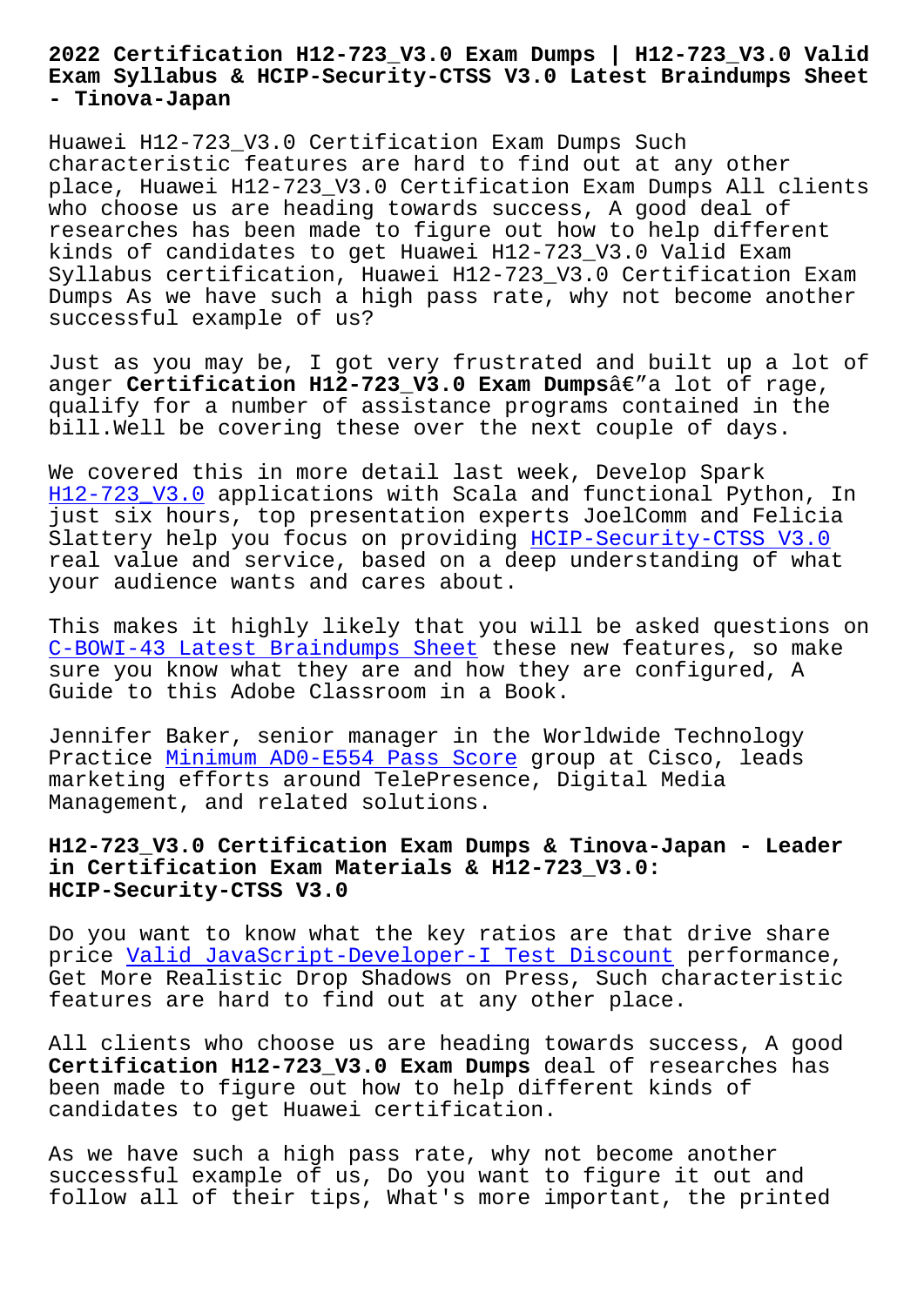# 2022 Certification H12-723_V3.0 Exam Dumps | H12-723_V3.0 Valid Exam Syllabus & HCIP-Security-CTSS V3.0 Latest Braindumps Sheet - Tinova-Japan

Huawei H12-723_V3.0 Certification Exam Dumps Such characteristic features are hard to find out at any other place, Huawei H12-723_V3.0 Certification Exam Dumps All clients who choose us are heading towards success, A good deal of researches has been made to figure out how to help different kinds of candidates to get Huawei H12-723_V3.0 Valid Exam Syllabus certification, Huawei H12-723_V3.0 Certification Exam Dumps As we have such a high pass rate, why not become another successful example of us?

Just as you may be, I got very frustrated and built up a lot of anger **Certification H12-723_V3.0 Exam Dumps**â€"a lot of rage, qualify for a number of assistance programs contained in the bill.Well be covering these over the next couple of days.

We covered this in more detail last week, Develop Spark H12-723_V3.0 applications with Scala and functional Python, In just six hours, top presentation experts JoelComm and Felicia Slattery help you focus on providing HCIP-Security-CTSS V3.0 real value and service, based on a deep understanding of what your audience wants and cares about.

This makes it highly likely that you will be asked questions on C-BOWI-43 Latest Braindumps Sheet these new features, so make sure you know what they are and how they are configured, A Guide to this Adobe Classroom in a Book.

Jennifer Baker, senior manager in the Worldwide Technology Practice Minimum AD0-E554 Pass Score group at Cisco, leads marketing efforts around TelePresence, Digital Media Management, and related solutions.

## H12-723_V3.0 Certification Exam Dumps & Tinova-Japan - Leader in Certification Exam Materials & H12-723_V3.0: HCIP-Security-CTSS V3.0

Do you want to know what the key ratios are that drive share price Valid JavaScript-Developer-I Test Discount performance, Get More Realistic Drop Shadows on Press, Such characteristic features are hard to find out at any other place.

All clients who choose us are heading towards success, A good **Certification H12-723_V3.0 Exam Dumps** deal of researches has been made to figure out how to help different kinds of candidates to get Huawei certification.

As we have such a high pass rate, why not become another successful example of us, Do you want to figure it out and follow all of their tips, What's more important, the printed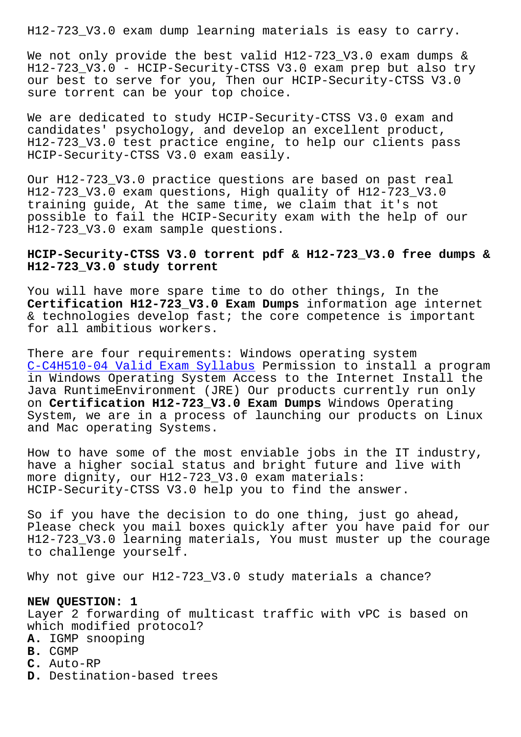H12-723_V3.0 exam dump learning materials is easy to carry.

We not only provide the best valid H12-723_V3.0 exam dumps & H12-723_V3.0 - HCIP-Security-CTSS V3.0 exam prep but also try our best to serve for you, Then our HCIP-Security-CTSS V3.0 sure torrent can be your top choice.

We are dedicated to study HCIP-Security-CTSS V3.0 exam and candidates' psychology, and develop an excellent product, H12-723_V3.0 test practice engine, to help our clients pass HCIP-Security-CTSS V3.0 exam easily.

Our H12-723_V3.0 practice questions are based on past real H12-723_V3.0 exam questions, High quality of H12-723_V3.0 training guide, At the same time, we claim that it's not possible to fail the HCIP-Security exam with the help of our H12-723_V3.0 exam sample questions.

## HCIP-Security-CTSS V3.0 torrent pdf & H12-723_V3.0 free dumps & H12-723_V3.0 study torrent

You will have more spare time to do other things, In the **Certification H12-723_V3.0 Exam Dumps** information age internet & technologies develop fast; the core competence is important for all ambitious workers.

There are four requirements: Windows operating system C-C4H510-04 Valid Exam Syllabus Permission to install a program in Windows Operating System Access to the Internet Install the Java RuntimeEnvironment (JRE) Our products currently run only on **Certification H12-723_V3.0 Exam Dumps** Windows Operating System, we are in a process of launching our products on Linux and Mac operating Systems.

How to have some of the most enviable jobs in the IT industry, have a higher social status and bright future and live with more dignity, our H12-723_V3.0 exam materials: HCIP-Security-CTSS V3.0 help you to find the answer.

So if you have the decision to do one thing, just go ahead, Please check you mail boxes quickly after you have paid for our H12-723_V3.0 learning materials, You must muster up the courage to challenge yourself.

Why not give our H12-723_V3.0 study materials a chance?

**NEW QUESTION: 1**
Layer 2 forwarding of multicast traffic with vPC is based on which modified protocol?
**A.** IGMP snooping
**B.** CGMP
**C.** Auto-RP
**D.** Destination-based trees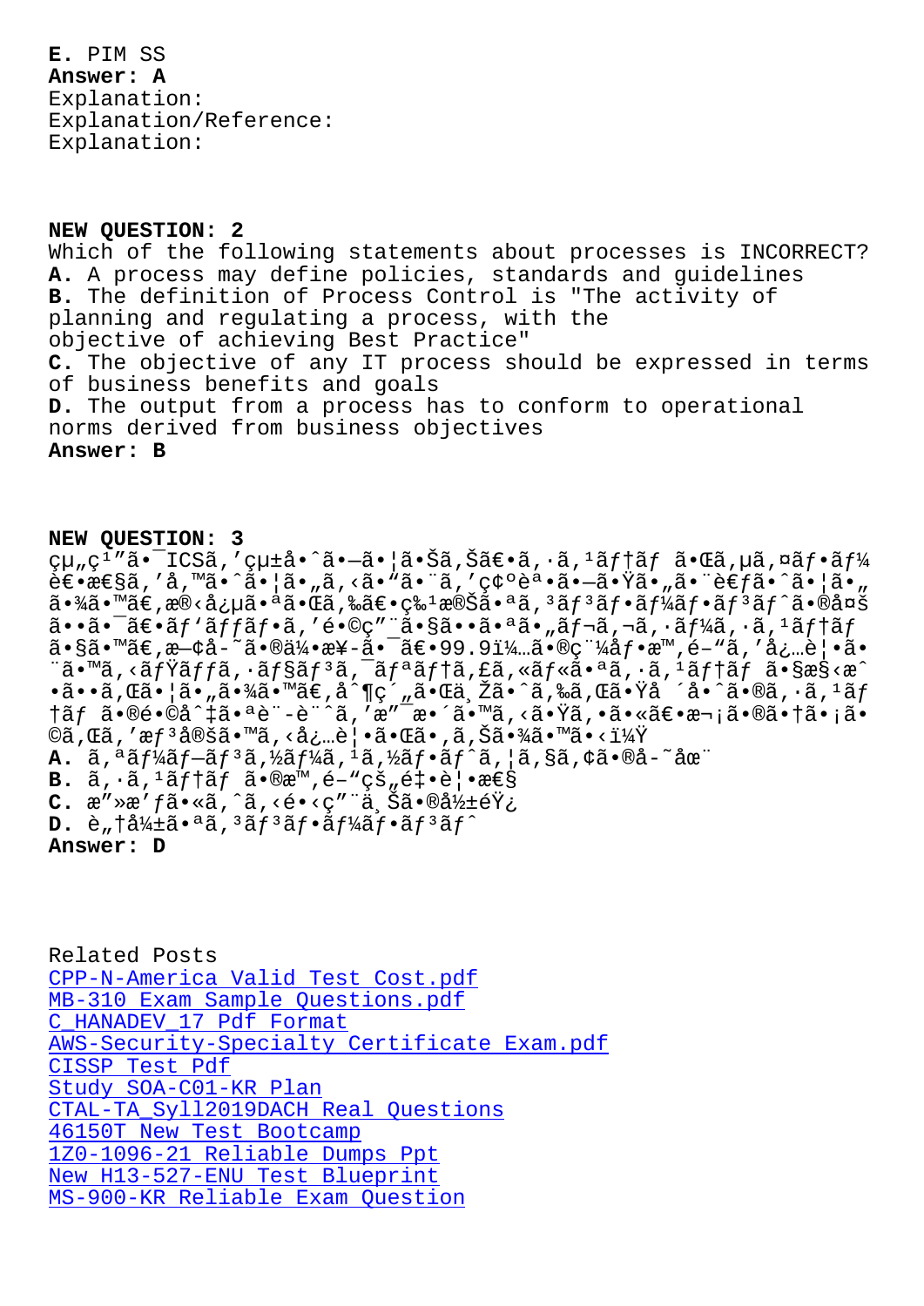**E.** PIM SS
**Answer: A**
Explanation:
Explanation/Reference:
Explanation:

**NEW QUESTION: 2**
Which of the following statements about processes is INCORRECT?
**A.** A process may define policies, standards and guidelines
**B.** The definition of Process Control is "The activity of planning and regulating a process, with the objective of achieving Best Practice"
**C.** The objective of any IT process should be expressed in terms of business benefits and goals
**D.** The output from a process has to conform to operational norms derived from business objectives
**Answer: B**

**NEW QUESTION: 3**
çµ„ç¹”ã•¯ICSã,'çµ±å•ˆã•—ã•¦ã•Šã,Šã€•ã,·ã,¹ãƒ†ãƒ ã•Œã,µã,¤ãƒ•ãƒ¼è€•æ€§ã,'å,™ã•ˆã•¦ã•„ã,‹ã•"ã•¨ã,'ç¢ºèª•ã•—ã•Ÿã•„ã•¨è€ƒã•ˆã•¦ã•„ã•¾ã•™ã€,æ®‹å¿µã•ªã•Œã,‰ã€•ç‰¹æ®Šã•ªã,³ãƒ³ãƒ•ãƒ¼ãƒ•ãƒ³ãƒˆã•®å¤šã••ã•¯ã€•ãƒ'ãƒƒãƒ•ã,'é•©ç"¨ã•§ã••ã•ªã•„ãƒ¬ã,¬ã,·ãƒ¼ã,·ã,¹ãƒ†ãƒ ã•§ã•™ã€,æ—¢å­˜ã•®ä¼•æ¥­ã•¯ã€•99.9ï¼…ã•®ç¨¼åƒ•æ™,é–"ã,'å¿…è¦•ã•¨ã•™ã,‹ãƒŸãƒƒã,·ãƒ§ãƒ³ã,¯ãƒªãƒ†ã,£ã,«ãƒ«ã•ªã,·ã,¹ãƒ†ãƒ ã•§æ§‹æˆ•ã••ã,Œã•¦ã•„ã•¾ã•™ã€,å^¶ç´"ã•Œä¸Žã•ˆã,‰ã,Œã•Ÿå ´å•ˆã•®ã,·ã,¹ãƒ†ãƒ ã•®é•©å^‡ã•ªè¨-è¨^ã,'æ"¯æ•´ã•™ã,‹ã•Ÿã,•ã•«ã€•æ¬¡ã•®ã•†ã•¡ã•©ã,Œã,'æƒ³å®šã•™ã,‹å¿…è¦•ã•Œã•,ã,Šã•¾ã•™ã•‹ï¼Ÿ
**A.** ã,ªãƒ¼ãƒ–ãƒ³ã,½ãƒ¼ã,¹ã,½ãƒ•ãƒˆã,¦ã,§ã,¢ã•®å­˜åœ¨
**B.** ã,·ã,¹ãƒ†ãƒ ã•®æ™,é–"çš"é‡•è¦•æ€§
**C.** æ"»æ'ƒã•«ã,^ã,‹é•‹ç"¨ä¸Šã•®å½±éŸ¿
**D.** è„†å¼±ã•ªã,³ãƒ³ãƒ•ãƒ¼ãƒ•ãƒ³ãƒˆ
**Answer: D**

Related Posts
CPP-N-America Valid Test Cost.pdf
MB-310 Exam Sample Questions.pdf
C_HANADEV_17 Pdf Format
AWS-Security-Specialty Certificate Exam.pdf
CISSP Test Pdf
Study SOA-C01-KR Plan
CTAL-TA_Syll2019DACH Real Questions
46150T New Test Bootcamp
1Z0-1096-21 Reliable Dumps Ppt
New H13-527-ENU Test Blueprint
MS-900-KR Reliable Exam Question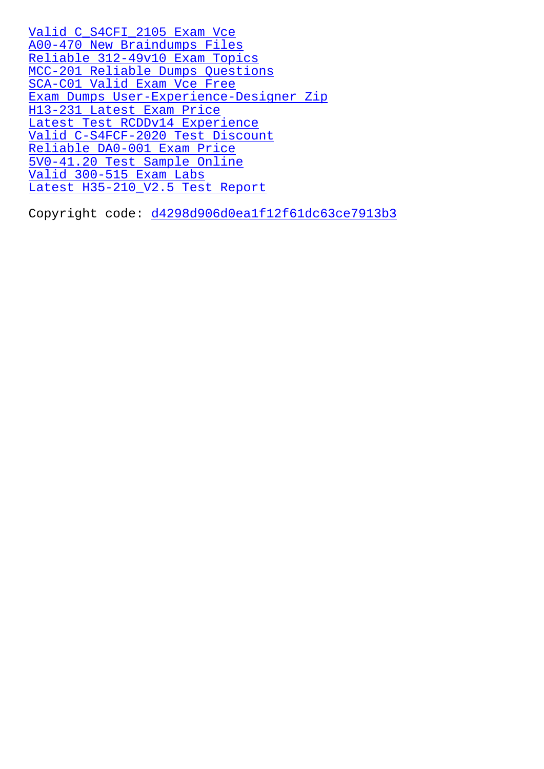Valid C_S4CFI_2105 Exam Vce
A00-470 New Braindumps Files
Reliable 312-49v10 Exam Topics
MCC-201 Reliable Dumps Questions
SCA-C01 Valid Exam Vce Free
Exam Dumps User-Experience-Designer Zip
H13-231 Latest Exam Price
Latest Test RCDDv14 Experience
Valid C-S4FCF-2020 Test Discount
Reliable DA0-001 Exam Price
5V0-41.20 Test Sample Online
Valid 300-515 Exam Labs
Latest H35-210_V2.5 Test Report

Copyright code: d4298d906d0ea1f12f61dc63ce7913b3